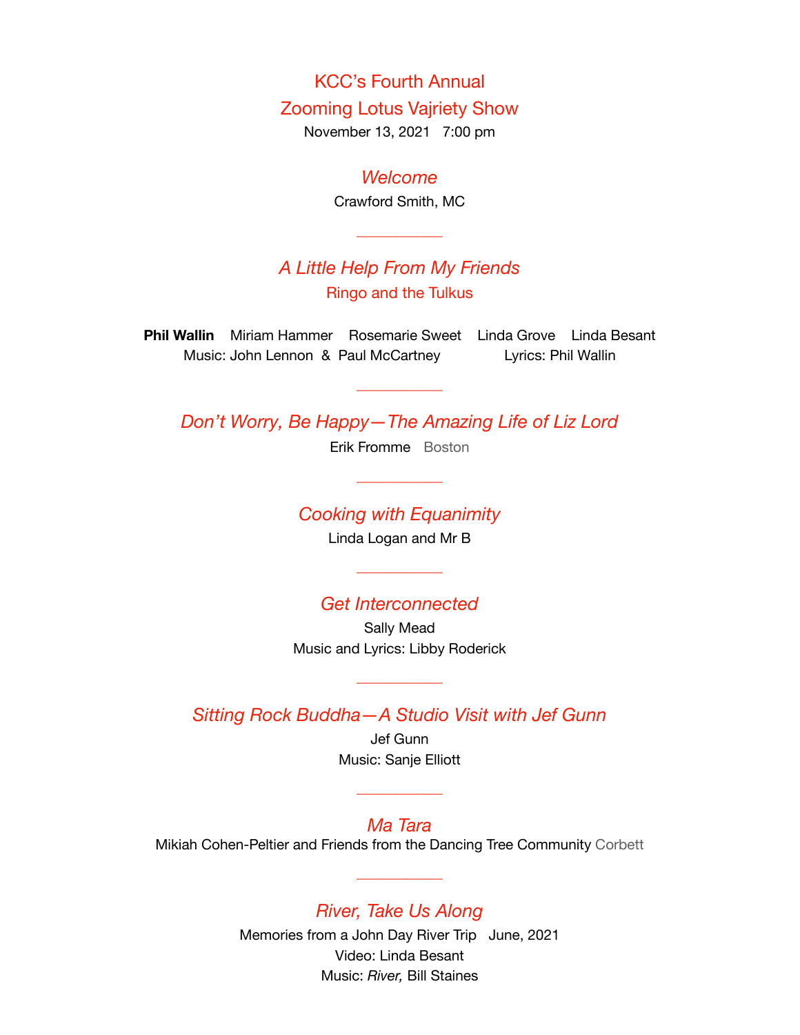# KCC's Fourth Annual
# Zooming Lotus Vajriety Show

November 13, 2021   7:00 pm

## *Welcome*

Crawford Smith, MC

---

## *A Little Help From My Friends*

Ringo and the Tulkus

**Phil Wallin**   Miriam Hammer   Rosemarie Sweet   Linda Grove   Linda Besant

Music: John Lennon & Paul McCartney   Lyrics: Phil Wallin

---

## *Don't Worry, Be Happy—The Amazing Life of Liz Lord*

Erik Fromme   Boston

---

## *Cooking with Equanimity*

Linda Logan and Mr B

---

## *Get Interconnected*

Sally Mead

Music and Lyrics: Libby Roderick

---

## *Sitting Rock Buddha—A Studio Visit with Jef Gunn*

Jef Gunn

Music: Sanje Elliott

---

## *Ma Tara*

Mikiah Cohen-Peltier and Friends from the Dancing Tree Community Corbett

---

## *River, Take Us Along*

Memories from a John Day River Trip   June, 2021

Video: Linda Besant

Music: *River,* Bill Staines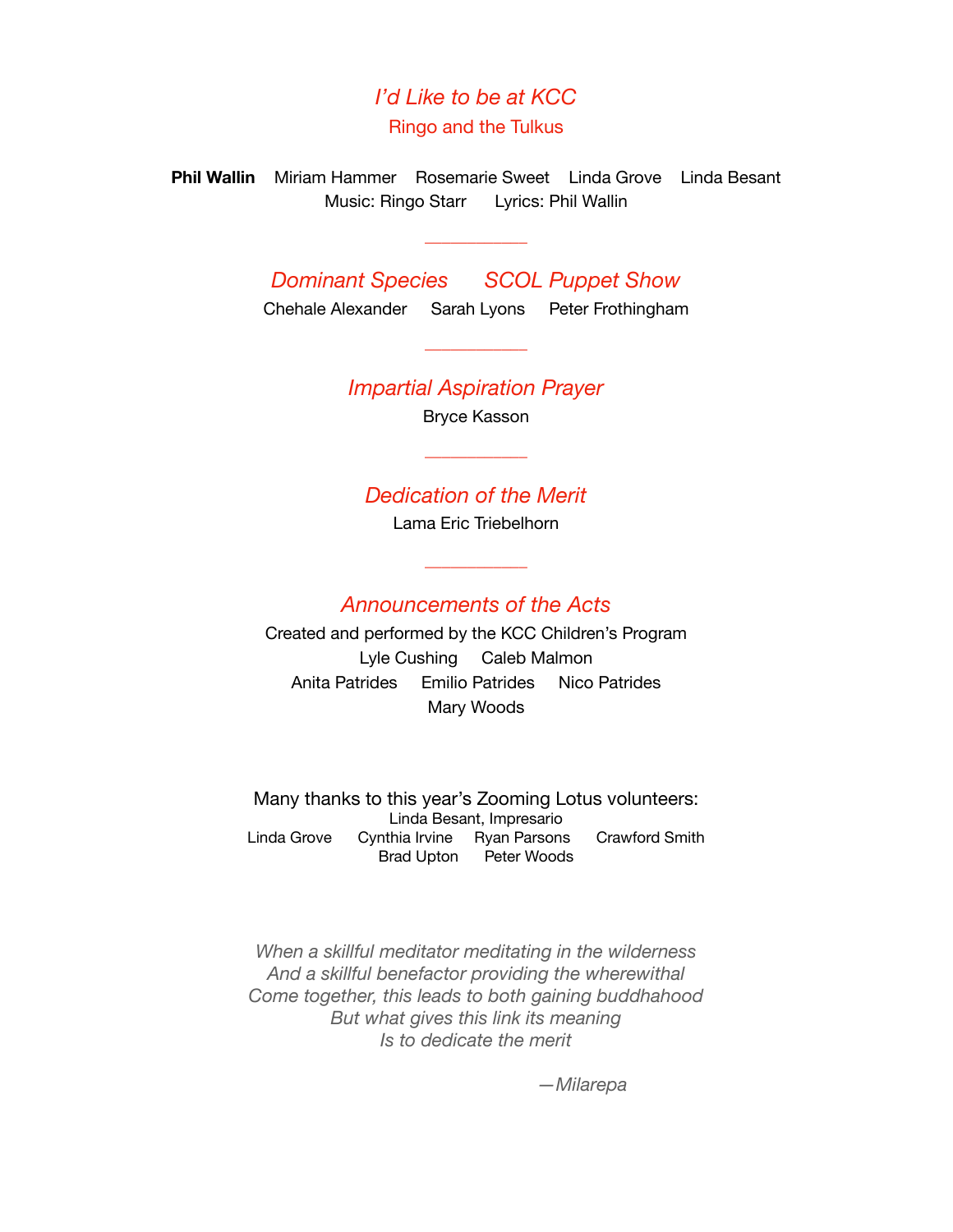### *I'd Like to be at KCC*

Ringo and the Tulkus

**Phil Wallin** Miriam Hammer Rosemarie Sweet Linda Grove Linda Besant
Music: Ringo Starr Lyrics: Phil Wallin

---

### *Dominant Species* *SCOL Puppet Show*

Chehale Alexander Sarah Lyons Peter Frothingham

---

### *Impartial Aspiration Prayer*

Bryce Kasson

---

### *Dedication of the Merit*

Lama Eric Triebelhorn

---

### *Announcements of the Acts*

Created and performed by the KCC Children's Program
Lyle Cushing Caleb Malmon
Anita Patrides Emilio Patrides Nico Patrides
Mary Woods

Many thanks to this year's Zooming Lotus volunteers:
Linda Besant, Impresario
Linda Grove Cynthia Irvine Ryan Parsons Crawford Smith
Brad Upton Peter Woods

*When a skillful meditator meditating in the wilderness*
*And a skillful benefactor providing the wherewithal*
*Come together, this leads to both gaining buddhahood*
*But what gives this link its meaning*
*Is to dedicate the merit*

*—Milarepa*